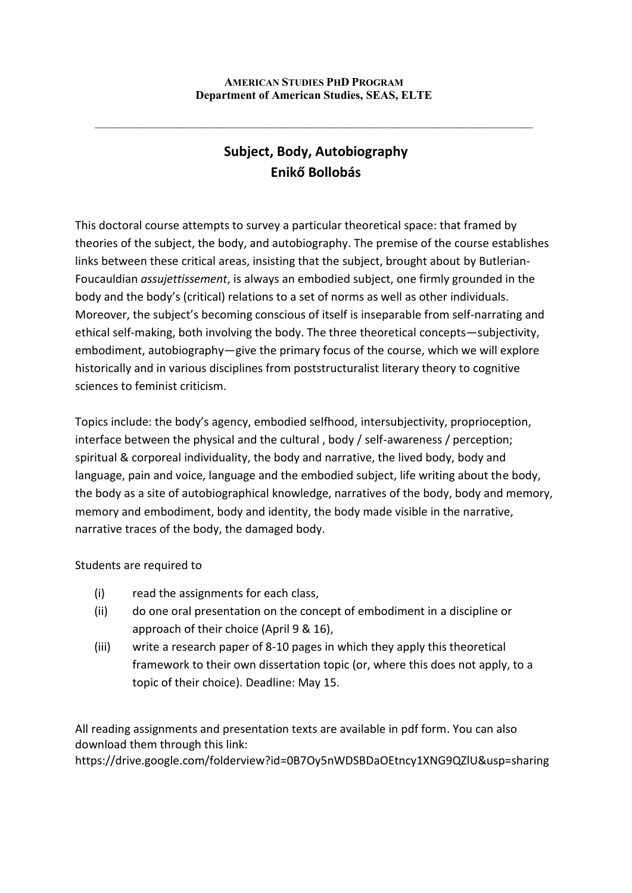**AMERICAN STUDIES PHD PROGRAM**
**Department of American Studies, SEAS, ELTE**

---

# Subject, Body, Autobiography
## Enikő Bollobás

This doctoral course attempts to survey a particular theoretical space: that framed by theories of the subject, the body, and autobiography. The premise of the course establishes links between these critical areas, insisting that the subject, brought about by Butlerian-Foucauldian *assujettissement*, is always an embodied subject, one firmly grounded in the body and the body's (critical) relations to a set of norms as well as other individuals. Moreover, the subject's becoming conscious of itself is inseparable from self-narrating and ethical self-making, both involving the body. The three theoretical concepts—subjectivity, embodiment, autobiography—give the primary focus of the course, which we will explore historically and in various disciplines from poststructuralist literary theory to cognitive sciences to feminist criticism.

Topics include: the body's agency, embodied selfhood, intersubjectivity, proprioception, interface between the physical and the cultural , body / self-awareness / perception; spiritual & corporeal individuality, the body and narrative, the lived body, body and language, pain and voice, language and the embodied subject, life writing about the body, the body as a site of autobiographical knowledge, narratives of the body, body and memory, memory and embodiment, body and identity, the body made visible in the narrative, narrative traces of the body, the damaged body.

Students are required to

(i) read the assignments for each class,

(ii) do one oral presentation on the concept of embodiment in a discipline or approach of their choice (April 9 & 16),

(iii) write a research paper of 8-10 pages in which they apply this theoretical framework to their own dissertation topic (or, where this does not apply, to a topic of their choice). Deadline: May 15.

All reading assignments and presentation texts are available in pdf form. You can also download them through this link:
https://drive.google.com/folderview?id=0B7Oy5nWDSBDaOEtncy1XNG9QZlU&usp=sharing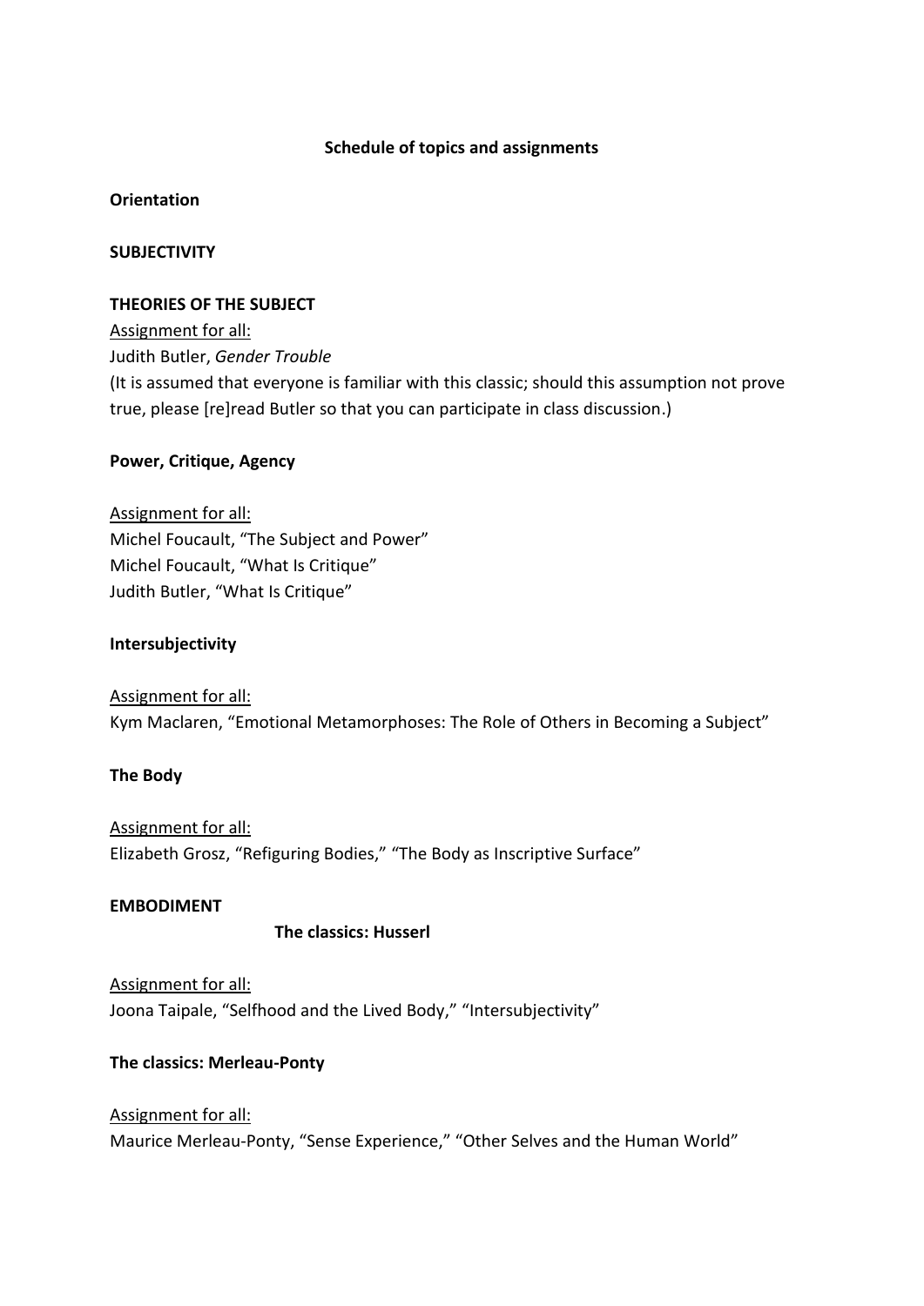**Schedule of topics and assignments**

**Orientation**

**SUBJECTIVITY**

**THEORIES OF THE SUBJECT**

Assignment for all:
Judith Butler, *Gender Trouble*
(It is assumed that everyone is familiar with this classic; should this assumption not prove true, please [re]read Butler so that you can participate in class discussion.)

**Power, Critique, Agency**

Assignment for all:
Michel Foucault, "The Subject and Power"
Michel Foucault, "What Is Critique"
Judith Butler, "What Is Critique"

**Intersubjectivity**

Assignment for all:
Kym Maclaren, "Emotional Metamorphoses: The Role of Others in Becoming a Subject"

**The Body**

Assignment for all:
Elizabeth Grosz, "Refiguring Bodies," "The Body as Inscriptive Surface"

**EMBODIMENT**

**The classics: Husserl**

Assignment for all:
Joona Taipale, "Selfhood and the Lived Body," "Intersubjectivity"

**The classics: Merleau-Ponty**

Assignment for all:
Maurice Merleau-Ponty, "Sense Experience," "Other Selves and the Human World"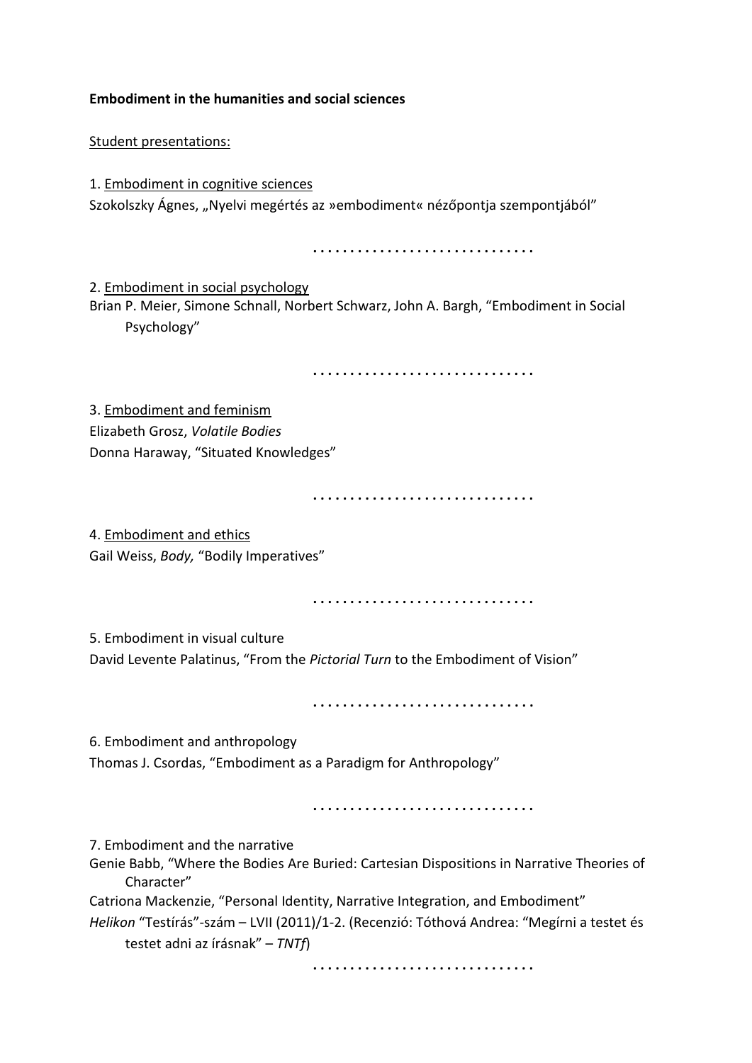**Embodiment in the humanities and social sciences**

Student presentations:

1. Embodiment in cognitive sciences

Szokolszky Ágnes, „Nyelvi megértés az »embodiment« nézőpontja szempontjából"

. . . . . . . . . . . . . . . . . . . . . . . . . . . . . .

2. Embodiment in social psychology

Brian P. Meier, Simone Schnall, Norbert Schwarz, John A. Bargh, "Embodiment in Social Psychology"

. . . . . . . . . . . . . . . . . . . . . . . . . . . . . .

3. Embodiment and feminism

Elizabeth Grosz, *Volatile Bodies*

Donna Haraway, "Situated Knowledges"

. . . . . . . . . . . . . . . . . . . . . . . . . . . . . .

4. Embodiment and ethics

Gail Weiss, *Body,* "Bodily Imperatives"

. . . . . . . . . . . . . . . . . . . . . . . . . . . . . .

5. Embodiment in visual culture

David Levente Palatinus, "From the *Pictorial Turn* to the Embodiment of Vision"

. . . . . . . . . . . . . . . . . . . . . . . . . . . . . .

6. Embodiment and anthropology

Thomas J. Csordas, "Embodiment as a Paradigm for Anthropology"

. . . . . . . . . . . . . . . . . . . . . . . . . . . . . .

7. Embodiment and the narrative

Genie Babb, "Where the Bodies Are Buried: Cartesian Dispositions in Narrative Theories of Character"

Catriona Mackenzie, "Personal Identity, Narrative Integration, and Embodiment"

*Helikon* "Testírás"-szám – LVII (2011)/1-2. (Recenzió: Tóthová Andrea: "Megírni a testet és testet adni az írásnak" – *TNTf*)

. . . . . . . . . . . . . . . . . . . . . . . . . . . . . .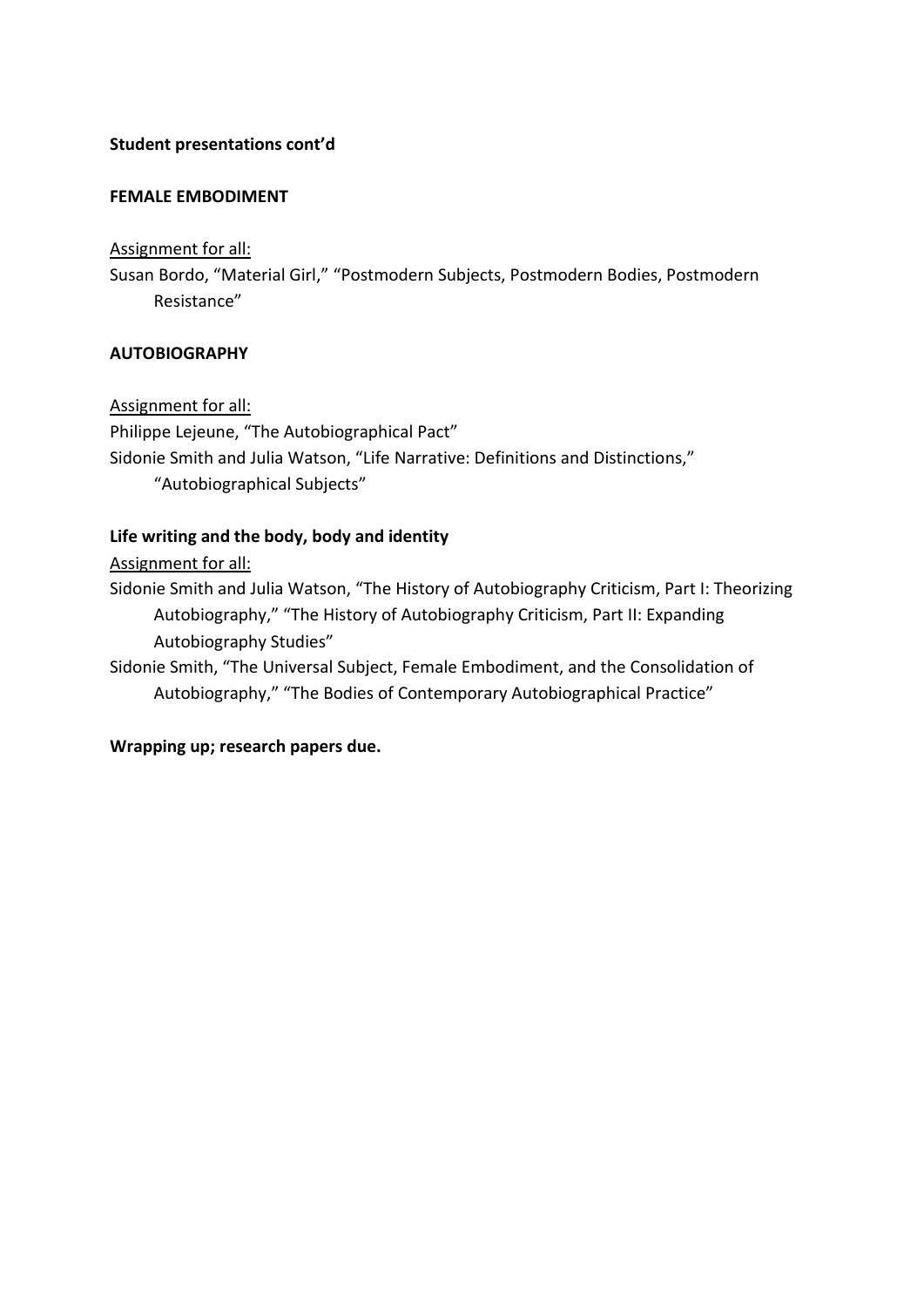**Student presentations cont'd**

**FEMALE EMBODIMENT**

Assignment for all:

Susan Bordo, "Material Girl," "Postmodern Subjects, Postmodern Bodies, Postmodern Resistance"

**AUTOBIOGRAPHY**

Assignment for all:

Philippe Lejeune, "The Autobiographical Pact"

Sidonie Smith and Julia Watson, "Life Narrative: Definitions and Distinctions," "Autobiographical Subjects"

**Life writing and the body, body and identity**

Assignment for all:

Sidonie Smith and Julia Watson, "The History of Autobiography Criticism, Part I: Theorizing Autobiography," "The History of Autobiography Criticism, Part II: Expanding Autobiography Studies"

Sidonie Smith, "The Universal Subject, Female Embodiment, and the Consolidation of Autobiography," "The Bodies of Contemporary Autobiographical Practice"

**Wrapping up; research papers due.**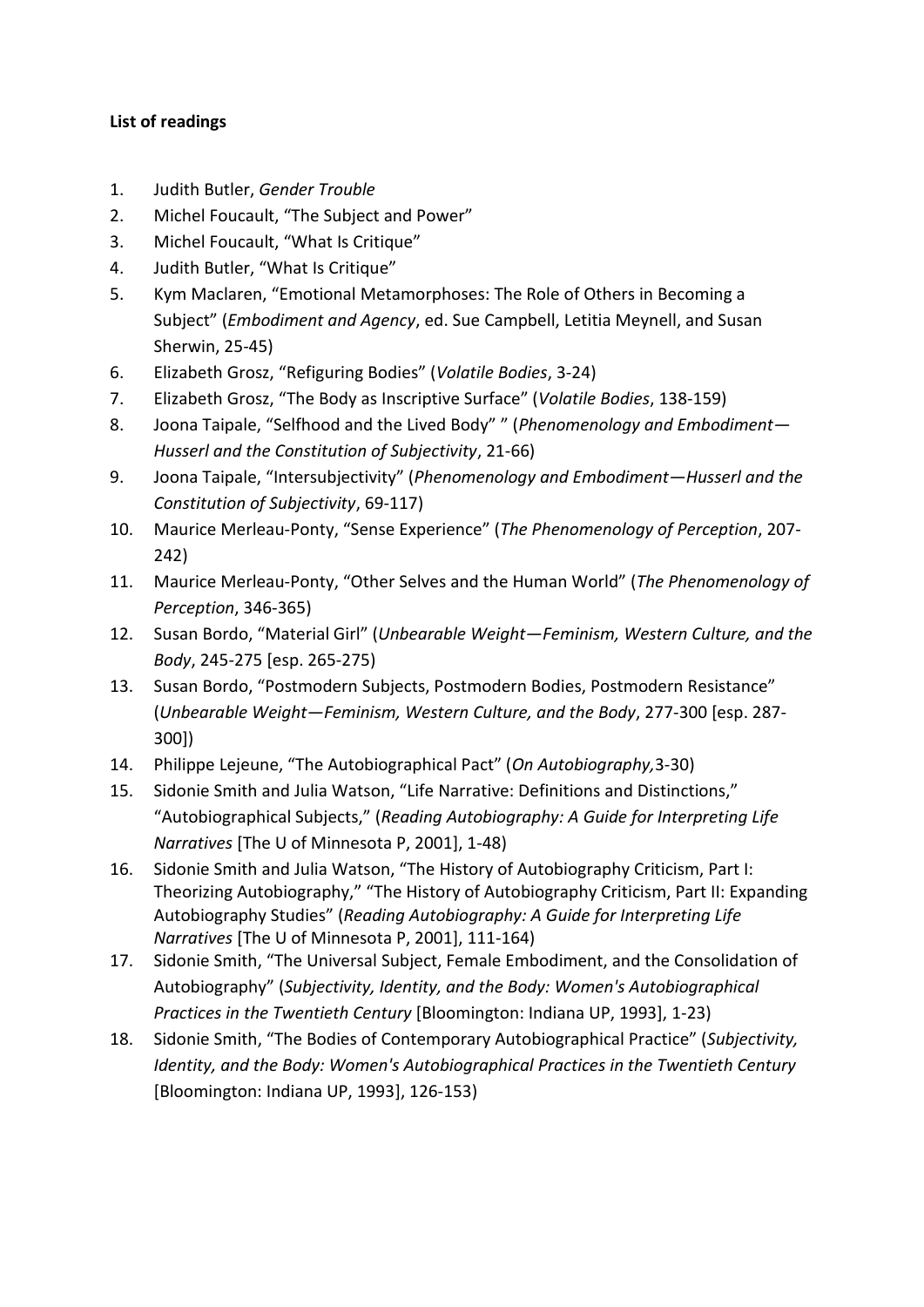**List of readings**

1. Judith Butler, *Gender Trouble*
2. Michel Foucault, “The Subject and Power”
3. Michel Foucault, “What Is Critique”
4. Judith Butler, “What Is Critique”
5. Kym Maclaren, “Emotional Metamorphoses: The Role of Others in Becoming a Subject” (*Embodiment and Agency*, ed. Sue Campbell, Letitia Meynell, and Susan Sherwin, 25-45)
6. Elizabeth Grosz, “Refiguring Bodies” (*Volatile Bodies*, 3-24)
7. Elizabeth Grosz, “The Body as Inscriptive Surface” (*Volatile Bodies*, 138-159)
8. Joona Taipale, “Selfhood and the Lived Body” ” (*Phenomenology and Embodiment—Husserl and the Constitution of Subjectivity*, 21-66)
9. Joona Taipale, “Intersubjectivity” (*Phenomenology and Embodiment—Husserl and the Constitution of Subjectivity*, 69-117)
10. Maurice Merleau-Ponty, “Sense Experience” (*The Phenomenology of Perception*, 207-242)
11. Maurice Merleau-Ponty, “Other Selves and the Human World” (*The Phenomenology of Perception*, 346-365)
12. Susan Bordo, “Material Girl” (*Unbearable Weight—Feminism, Western Culture, and the Body*, 245-275 [esp. 265-275)
13. Susan Bordo, “Postmodern Subjects, Postmodern Bodies, Postmodern Resistance” (*Unbearable Weight—Feminism, Western Culture, and the Body*, 277-300 [esp. 287-300])
14. Philippe Lejeune, “The Autobiographical Pact” (*On Autobiography,*3-30)
15. Sidonie Smith and Julia Watson, “Life Narrative: Definitions and Distinctions,” “Autobiographical Subjects,” (*Reading Autobiography: A Guide for Interpreting Life Narratives* [The U of Minnesota P, 2001], 1-48)
16. Sidonie Smith and Julia Watson, “The History of Autobiography Criticism, Part I: Theorizing Autobiography,” “The History of Autobiography Criticism, Part II: Expanding Autobiography Studies” (*Reading Autobiography: A Guide for Interpreting Life Narratives* [The U of Minnesota P, 2001], 111-164)
17. Sidonie Smith, “The Universal Subject, Female Embodiment, and the Consolidation of Autobiography” (*Subjectivity, Identity, and the Body: Women's Autobiographical Practices in the Twentieth Century* [Bloomington: Indiana UP, 1993], 1-23)
18. Sidonie Smith, “The Bodies of Contemporary Autobiographical Practice” (*Subjectivity, Identity, and the Body: Women's Autobiographical Practices in the Twentieth Century* [Bloomington: Indiana UP, 1993], 126-153)